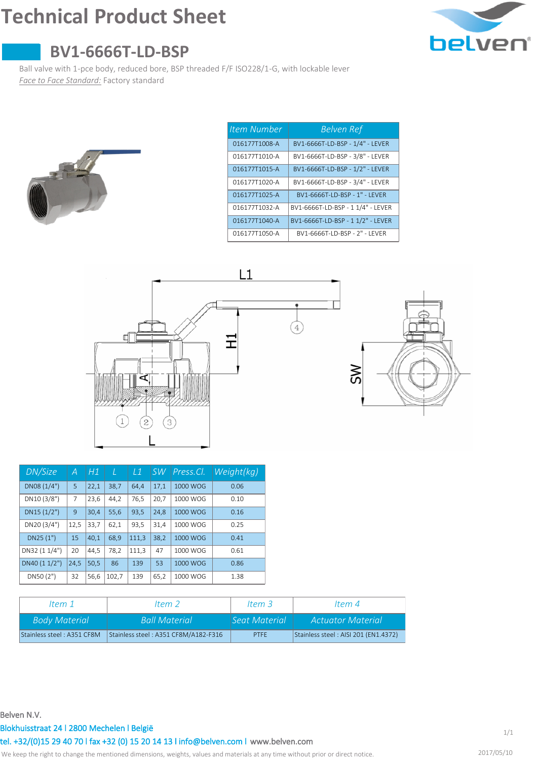# Technical Product Sheet

## BV1-6666T-LD-BSP

Ball valve with 1-pce body, reduced bore, BSP threaded F/F ISO228/1-G, with lockable lever

*Face to Face Standard:* Factory standard

| Item Number | Belven Ref |
|---|---|
| 016177T1008-A | BV1-6666T-LD-BSP - 1/4" - LEVER |
| 016177T1010-A | BV1-6666T-LD-BSP - 3/8" - LEVER |
| 016177T1015-A | BV1-6666T-LD-BSP - 1/2" - LEVER |
| 016177T1020-A | BV1-6666T-LD-BSP - 3/4" - LEVER |
| 016177T1025-A | BV1-6666T-LD-BSP - 1" - LEVER |
| 016177T1032-A | BV1-6666T-LD-BSP - 1 1/4" - LEVER |
| 016177T1040-A | BV1-6666T-LD-BSP - 1 1/2" - LEVER |
| 016177T1050-A | BV1-6666T-LD-BSP - 2" - LEVER |

| DN/Size | A | H1 | L | L1 | SW | Press.Cl. | Weight(kg) |
|---|---|---|---|---|---|---|---|
| DN08 (1/4") | 5 | 22,1 | 38,7 | 64,4 | 17,1 | 1000 WOG | 0.06 |
| DN10 (3/8") | 7 | 23,6 | 44,2 | 76,5 | 20,7 | 1000 WOG | 0.10 |
| DN15 (1/2") | 9 | 30,4 | 55,6 | 93,5 | 24,8 | 1000 WOG | 0.16 |
| DN20 (3/4") | 12,5 | 33,7 | 62,1 | 93,5 | 31,4 | 1000 WOG | 0.25 |
| DN25 (1") | 15 | 40,1 | 68,9 | 111,3 | 38,2 | 1000 WOG | 0.41 |
| DN32 (1 1/4") | 20 | 44,5 | 78,2 | 111,3 | 47 | 1000 WOG | 0.61 |
| DN40 (1 1/2") | 24,5 | 50,5 | 86 | 139 | 53 | 1000 WOG | 0.86 |
| DN50 (2") | 32 | 56,6 | 102,7 | 139 | 65,2 | 1000 WOG | 1.38 |

| Item 1 | Item 2 | Item 3 | Item 4 |
|---|---|---|---|
| Body Material | Ball Material | Seat Material | Actuator Material |
| Stainless steel : A351 CF8M | Stainless steel : A351 CF8M/A182-F316 | PTFE | Stainless steel : AISI 201 (EN1.4372) |

Belven N.V.

Blokhuisstraat 24 l 2800 Mechelen l België

tel. +32/(0)15 29 40 70 l fax +32 (0) 15 20 14 13 l info@belven.com l www.belven.com

We keep the right to change the mentioned dimensions, weights, values and materials at any time without prior or direct notice.

2017/05/10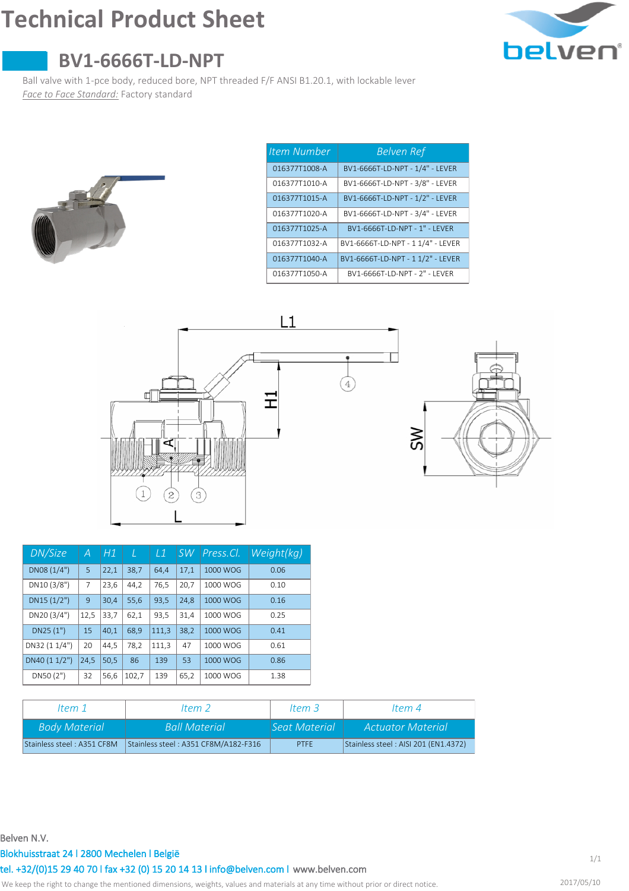# Technical Product Sheet

## BV1-6666T-LD-NPT

Ball valve with 1-pce body, reduced bore, NPT threaded F/F ANSI B1.20.1, with lockable lever

*Face to Face Standard:* Factory standard

| Item Number | Belven Ref |
|---|---|
| 016377T1008-A | BV1-6666T-LD-NPT - 1/4" - LEVER |
| 016377T1010-A | BV1-6666T-LD-NPT - 3/8" - LEVER |
| 016377T1015-A | BV1-6666T-LD-NPT - 1/2" - LEVER |
| 016377T1020-A | BV1-6666T-LD-NPT - 3/4" - LEVER |
| 016377T1025-A | BV1-6666T-LD-NPT - 1" - LEVER |
| 016377T1032-A | BV1-6666T-LD-NPT - 1 1/4" - LEVER |
| 016377T1040-A | BV1-6666T-LD-NPT - 1 1/2" - LEVER |
| 016377T1050-A | BV1-6666T-LD-NPT - 2" - LEVER |

L1

H1

SW

A

1 2 3 4

L

| DN/Size | A | H1 | L | L1 | SW | Press.Cl. | Weight(kg) |
|---|---|---|---|---|---|---|---|
| DN08 (1/4") | 5 | 22,1 | 38,7 | 64,4 | 17,1 | 1000 WOG | 0.06 |
| DN10 (3/8") | 7 | 23,6 | 44,2 | 76,5 | 20,7 | 1000 WOG | 0.10 |
| DN15 (1/2") | 9 | 30,4 | 55,6 | 93,5 | 24,8 | 1000 WOG | 0.16 |
| DN20 (3/4") | 12,5 | 33,7 | 62,1 | 93,5 | 31,4 | 1000 WOG | 0.25 |
| DN25 (1") | 15 | 40,1 | 68,9 | 111,3 | 38,2 | 1000 WOG | 0.41 |
| DN32 (1 1/4") | 20 | 44,5 | 78,2 | 111,3 | 47 | 1000 WOG | 0.61 |
| DN40 (1 1/2") | 24,5 | 50,5 | 86 | 139 | 53 | 1000 WOG | 0.86 |
| DN50 (2") | 32 | 56,6 | 102,7 | 139 | 65,2 | 1000 WOG | 1.38 |

| Item 1 | Item 2 | Item 3 | Item 4 |
|---|---|---|---|
| Body Material | Ball Material | Seat Material | Actuator Material |
| Stainless steel : A351 CF8M | Stainless steel : A351 CF8M/A182-F316 | PTFE | Stainless steel : AISI 201 (EN1.4372) |

Belven N.V.

Blokhuisstraat 24 I 2800 Mechelen I België

tel. +32/(0)15 29 40 70 I fax +32 (0) 15 20 14 13 I info@belven.com I www.belven.com

We keep the right to change the mentioned dimensions, weights, values and materials at any time without prior or direct notice.

2017/05/10